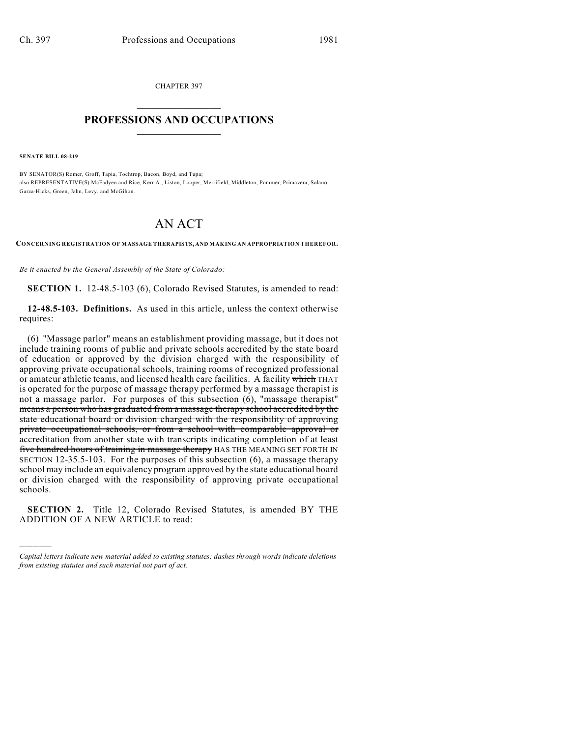CHAPTER 397

# PROFESSIONS AND OCCUPATIONS

**SENATE BILL 08-219**

BY SENATOR(S) Romer, Groff, Tapia, Tochtrop, Bacon, Boyd, and Tupa;
also REPRESENTATIVE(S) McFadyen and Rice, Kerr A., Liston, Looper, Merrifield, Middleton, Pommer, Primavera, Solano, Garza-Hicks, Green, Jahn, Levy, and McGihon.

# AN ACT

**CONCERNING REGISTRATION OF MASSAGE THERAPISTS, AND MAKING AN APPROPRIATION THEREFOR.**

*Be it enacted by the General Assembly of the State of Colorado:*

**SECTION 1.** 12-48.5-103 (6), Colorado Revised Statutes, is amended to read:

**12-48.5-103. Definitions.** As used in this article, unless the context otherwise requires:

(6) "Massage parlor" means an establishment providing massage, but it does not include training rooms of public and private schools accredited by the state board of education or approved by the division charged with the responsibility of approving private occupational schools, training rooms of recognized professional or amateur athletic teams, and licensed health care facilities. A facility ~~which~~ THAT is operated for the purpose of massage therapy performed by a massage therapist is not a massage parlor. For purposes of this subsection (6), "massage therapist" ~~means a person who has graduated from a massage therapy school accredited by the state educational board or division charged with the responsibility of approving private occupational schools, or from a school with comparable approval or accreditation from another state with transcripts indicating completion of at least five hundred hours of training in massage therapy~~ HAS THE MEANING SET FORTH IN SECTION 12-35.5-103. For the purposes of this subsection (6), a massage therapy school may include an equivalency program approved by the state educational board or division charged with the responsibility of approving private occupational schools.

**SECTION 2.** Title 12, Colorado Revised Statutes, is amended BY THE ADDITION OF A NEW ARTICLE to read:

---

*Capital letters indicate new material added to existing statutes; dashes through words indicate deletions from existing statutes and such material not part of act.*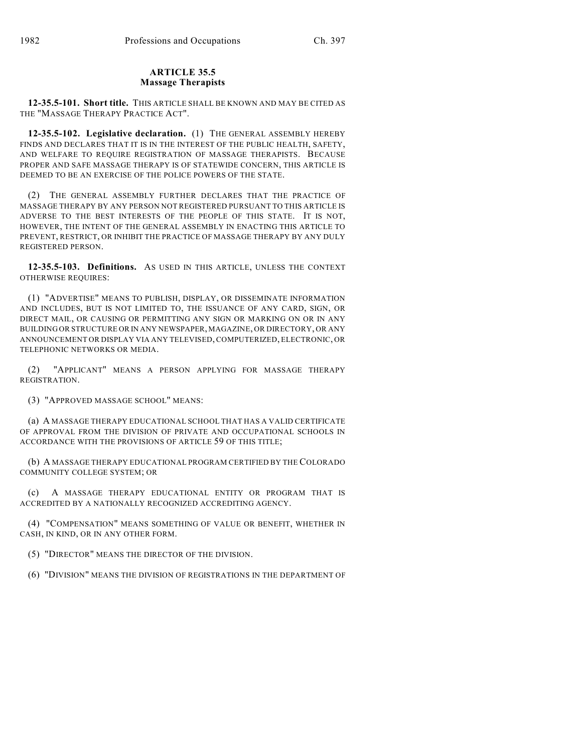## ARTICLE 35.5
## Massage Therapists

**12-35.5-101. Short title.** THIS ARTICLE SHALL BE KNOWN AND MAY BE CITED AS THE "MASSAGE THERAPY PRACTICE ACT".

**12-35.5-102. Legislative declaration.** (1) THE GENERAL ASSEMBLY HEREBY FINDS AND DECLARES THAT IT IS IN THE INTEREST OF THE PUBLIC HEALTH, SAFETY, AND WELFARE TO REQUIRE REGISTRATION OF MASSAGE THERAPISTS. BECAUSE PROPER AND SAFE MASSAGE THERAPY IS OF STATEWIDE CONCERN, THIS ARTICLE IS DEEMED TO BE AN EXERCISE OF THE POLICE POWERS OF THE STATE.

(2) THE GENERAL ASSEMBLY FURTHER DECLARES THAT THE PRACTICE OF MASSAGE THERAPY BY ANY PERSON NOT REGISTERED PURSUANT TO THIS ARTICLE IS ADVERSE TO THE BEST INTERESTS OF THE PEOPLE OF THIS STATE. IT IS NOT, HOWEVER, THE INTENT OF THE GENERAL ASSEMBLY IN ENACTING THIS ARTICLE TO PREVENT, RESTRICT, OR INHIBIT THE PRACTICE OF MASSAGE THERAPY BY ANY DULY REGISTERED PERSON.

**12-35.5-103. Definitions.** AS USED IN THIS ARTICLE, UNLESS THE CONTEXT OTHERWISE REQUIRES:

(1) "ADVERTISE" MEANS TO PUBLISH, DISPLAY, OR DISSEMINATE INFORMATION AND INCLUDES, BUT IS NOT LIMITED TO, THE ISSUANCE OF ANY CARD, SIGN, OR DIRECT MAIL, OR CAUSING OR PERMITTING ANY SIGN OR MARKING ON OR IN ANY BUILDING OR STRUCTURE OR IN ANY NEWSPAPER, MAGAZINE, OR DIRECTORY, OR ANY ANNOUNCEMENT OR DISPLAY VIA ANY TELEVISED, COMPUTERIZED, ELECTRONIC, OR TELEPHONIC NETWORKS OR MEDIA.

(2) "APPLICANT" MEANS A PERSON APPLYING FOR MASSAGE THERAPY REGISTRATION.

(3) "APPROVED MASSAGE SCHOOL" MEANS:

(a) A MASSAGE THERAPY EDUCATIONAL SCHOOL THAT HAS A VALID CERTIFICATE OF APPROVAL FROM THE DIVISION OF PRIVATE AND OCCUPATIONAL SCHOOLS IN ACCORDANCE WITH THE PROVISIONS OF ARTICLE 59 OF THIS TITLE;

(b) A MASSAGE THERAPY EDUCATIONAL PROGRAM CERTIFIED BY THE COLORADO COMMUNITY COLLEGE SYSTEM; OR

(c) A MASSAGE THERAPY EDUCATIONAL ENTITY OR PROGRAM THAT IS ACCREDITED BY A NATIONALLY RECOGNIZED ACCREDITING AGENCY.

(4) "COMPENSATION" MEANS SOMETHING OF VALUE OR BENEFIT, WHETHER IN CASH, IN KIND, OR IN ANY OTHER FORM.

(5) "DIRECTOR" MEANS THE DIRECTOR OF THE DIVISION.

(6) "DIVISION" MEANS THE DIVISION OF REGISTRATIONS IN THE DEPARTMENT OF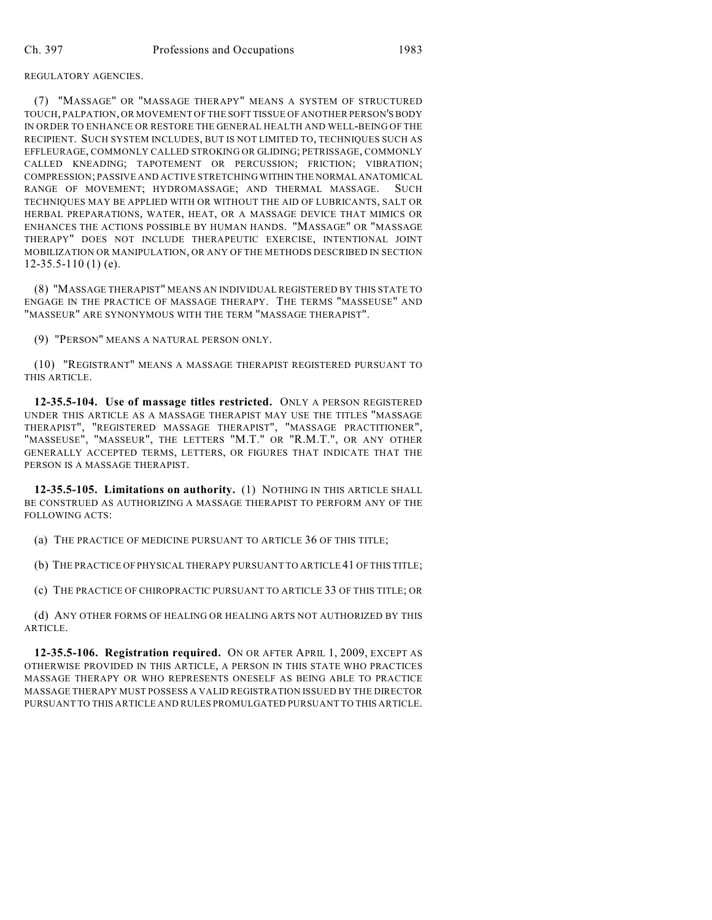REGULATORY AGENCIES.

(7) "MASSAGE" OR "MASSAGE THERAPY" MEANS A SYSTEM OF STRUCTURED TOUCH, PALPATION, OR MOVEMENT OF THE SOFT TISSUE OF ANOTHER PERSON'S BODY IN ORDER TO ENHANCE OR RESTORE THE GENERAL HEALTH AND WELL-BEING OF THE RECIPIENT. SUCH SYSTEM INCLUDES, BUT IS NOT LIMITED TO, TECHNIQUES SUCH AS EFFLEURAGE, COMMONLY CALLED STROKING OR GLIDING; PETRISSAGE, COMMONLY CALLED KNEADING; TAPOTEMENT OR PERCUSSION; FRICTION; VIBRATION; COMPRESSION; PASSIVE AND ACTIVE STRETCHING WITHIN THE NORMAL ANATOMICAL RANGE OF MOVEMENT; HYDROMASSAGE; AND THERMAL MASSAGE. SUCH TECHNIQUES MAY BE APPLIED WITH OR WITHOUT THE AID OF LUBRICANTS, SALT OR HERBAL PREPARATIONS, WATER, HEAT, OR A MASSAGE DEVICE THAT MIMICS OR ENHANCES THE ACTIONS POSSIBLE BY HUMAN HANDS. "MASSAGE" OR "MASSAGE THERAPY" DOES NOT INCLUDE THERAPEUTIC EXERCISE, INTENTIONAL JOINT MOBILIZATION OR MANIPULATION, OR ANY OF THE METHODS DESCRIBED IN SECTION 12-35.5-110 (1) (e).

(8) "MASSAGE THERAPIST" MEANS AN INDIVIDUAL REGISTERED BY THIS STATE TO ENGAGE IN THE PRACTICE OF MASSAGE THERAPY. THE TERMS "MASSEUSE" AND "MASSEUR" ARE SYNONYMOUS WITH THE TERM "MASSAGE THERAPIST".

(9) "PERSON" MEANS A NATURAL PERSON ONLY.

(10) "REGISTRANT" MEANS A MASSAGE THERAPIST REGISTERED PURSUANT TO THIS ARTICLE.

**12-35.5-104. Use of massage titles restricted.** ONLY A PERSON REGISTERED UNDER THIS ARTICLE AS A MASSAGE THERAPIST MAY USE THE TITLES "MASSAGE THERAPIST", "REGISTERED MASSAGE THERAPIST", "MASSAGE PRACTITIONER", "MASSEUSE", "MASSEUR", THE LETTERS "M.T." OR "R.M.T.", OR ANY OTHER GENERALLY ACCEPTED TERMS, LETTERS, OR FIGURES THAT INDICATE THAT THE PERSON IS A MASSAGE THERAPIST.

**12-35.5-105. Limitations on authority.** (1) NOTHING IN THIS ARTICLE SHALL BE CONSTRUED AS AUTHORIZING A MASSAGE THERAPIST TO PERFORM ANY OF THE FOLLOWING ACTS:

(a) THE PRACTICE OF MEDICINE PURSUANT TO ARTICLE 36 OF THIS TITLE;

(b) THE PRACTICE OF PHYSICAL THERAPY PURSUANT TO ARTICLE 41 OF THIS TITLE;

(c) THE PRACTICE OF CHIROPRACTIC PURSUANT TO ARTICLE 33 OF THIS TITLE; OR

(d) ANY OTHER FORMS OF HEALING OR HEALING ARTS NOT AUTHORIZED BY THIS ARTICLE.

**12-35.5-106. Registration required.** ON OR AFTER APRIL 1, 2009, EXCEPT AS OTHERWISE PROVIDED IN THIS ARTICLE, A PERSON IN THIS STATE WHO PRACTICES MASSAGE THERAPY OR WHO REPRESENTS ONESELF AS BEING ABLE TO PRACTICE MASSAGE THERAPY MUST POSSESS A VALID REGISTRATION ISSUED BY THE DIRECTOR PURSUANT TO THIS ARTICLE AND RULES PROMULGATED PURSUANT TO THIS ARTICLE.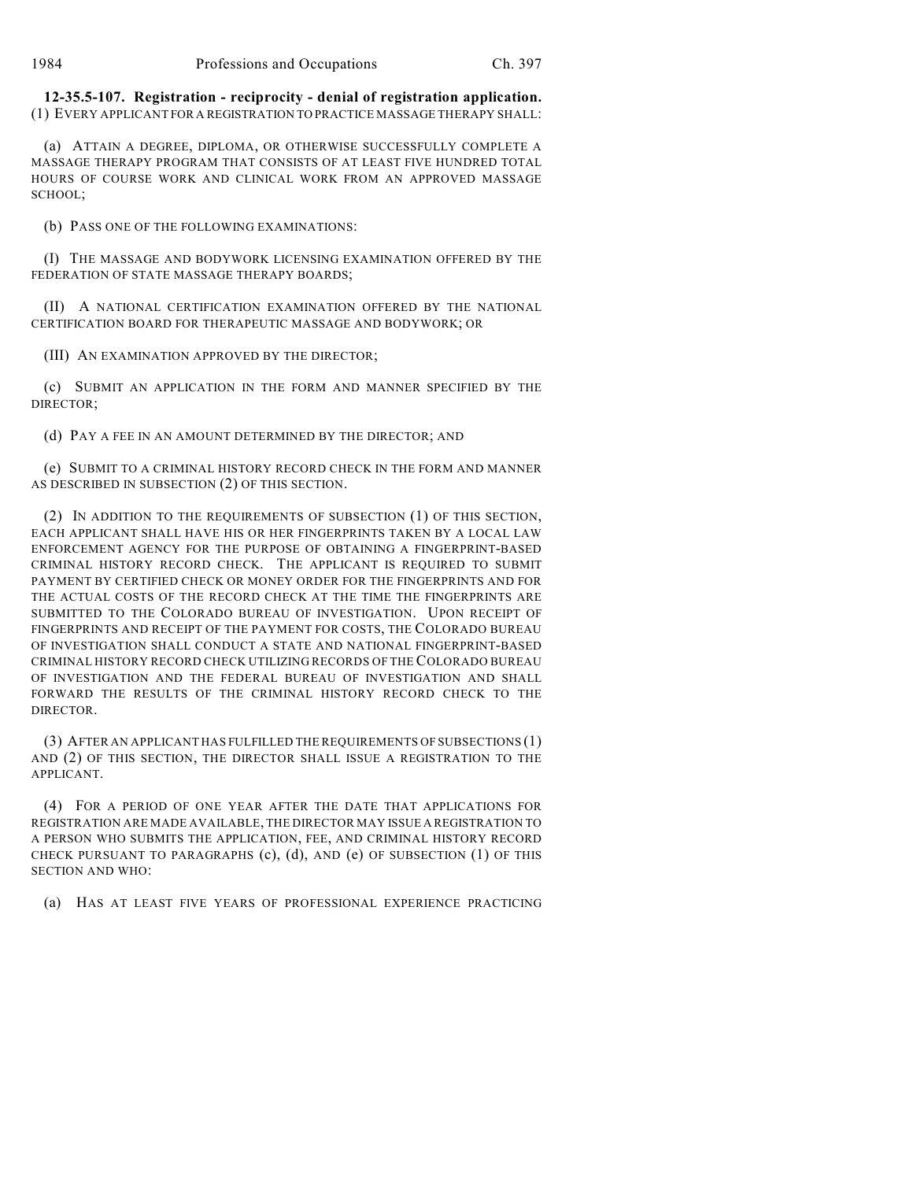**12-35.5-107. Registration - reciprocity - denial of registration application.** (1) EVERY APPLICANT FOR A REGISTRATION TO PRACTICE MASSAGE THERAPY SHALL:

(a) ATTAIN A DEGREE, DIPLOMA, OR OTHERWISE SUCCESSFULLY COMPLETE A MASSAGE THERAPY PROGRAM THAT CONSISTS OF AT LEAST FIVE HUNDRED TOTAL HOURS OF COURSE WORK AND CLINICAL WORK FROM AN APPROVED MASSAGE SCHOOL;

(b) PASS ONE OF THE FOLLOWING EXAMINATIONS:

(I) THE MASSAGE AND BODYWORK LICENSING EXAMINATION OFFERED BY THE FEDERATION OF STATE MASSAGE THERAPY BOARDS;

(II) A NATIONAL CERTIFICATION EXAMINATION OFFERED BY THE NATIONAL CERTIFICATION BOARD FOR THERAPEUTIC MASSAGE AND BODYWORK; OR

(III) AN EXAMINATION APPROVED BY THE DIRECTOR;

(c) SUBMIT AN APPLICATION IN THE FORM AND MANNER SPECIFIED BY THE DIRECTOR;

(d) PAY A FEE IN AN AMOUNT DETERMINED BY THE DIRECTOR; AND

(e) SUBMIT TO A CRIMINAL HISTORY RECORD CHECK IN THE FORM AND MANNER AS DESCRIBED IN SUBSECTION (2) OF THIS SECTION.

(2) IN ADDITION TO THE REQUIREMENTS OF SUBSECTION (1) OF THIS SECTION, EACH APPLICANT SHALL HAVE HIS OR HER FINGERPRINTS TAKEN BY A LOCAL LAW ENFORCEMENT AGENCY FOR THE PURPOSE OF OBTAINING A FINGERPRINT-BASED CRIMINAL HISTORY RECORD CHECK. THE APPLICANT IS REQUIRED TO SUBMIT PAYMENT BY CERTIFIED CHECK OR MONEY ORDER FOR THE FINGERPRINTS AND FOR THE ACTUAL COSTS OF THE RECORD CHECK AT THE TIME THE FINGERPRINTS ARE SUBMITTED TO THE COLORADO BUREAU OF INVESTIGATION. UPON RECEIPT OF FINGERPRINTS AND RECEIPT OF THE PAYMENT FOR COSTS, THE COLORADO BUREAU OF INVESTIGATION SHALL CONDUCT A STATE AND NATIONAL FINGERPRINT-BASED CRIMINAL HISTORY RECORD CHECK UTILIZING RECORDS OF THE COLORADO BUREAU OF INVESTIGATION AND THE FEDERAL BUREAU OF INVESTIGATION AND SHALL FORWARD THE RESULTS OF THE CRIMINAL HISTORY RECORD CHECK TO THE DIRECTOR.

(3) AFTER AN APPLICANT HAS FULFILLED THE REQUIREMENTS OF SUBSECTIONS (1) AND (2) OF THIS SECTION, THE DIRECTOR SHALL ISSUE A REGISTRATION TO THE APPLICANT.

(4) FOR A PERIOD OF ONE YEAR AFTER THE DATE THAT APPLICATIONS FOR REGISTRATION ARE MADE AVAILABLE, THE DIRECTOR MAY ISSUE A REGISTRATION TO A PERSON WHO SUBMITS THE APPLICATION, FEE, AND CRIMINAL HISTORY RECORD CHECK PURSUANT TO PARAGRAPHS (c), (d), AND (e) OF SUBSECTION (1) OF THIS SECTION AND WHO:

(a) HAS AT LEAST FIVE YEARS OF PROFESSIONAL EXPERIENCE PRACTICING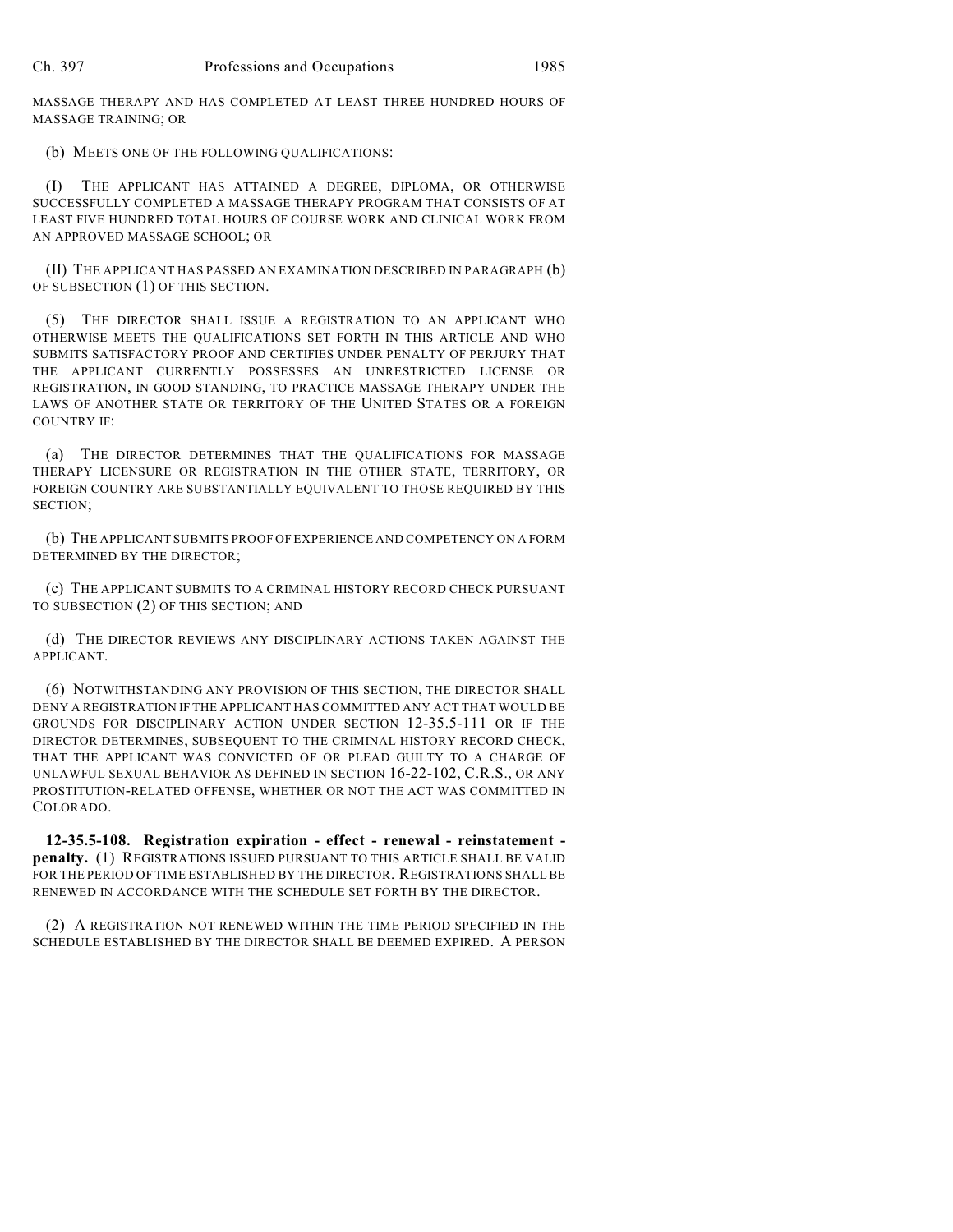MASSAGE THERAPY AND HAS COMPLETED AT LEAST THREE HUNDRED HOURS OF MASSAGE TRAINING; OR

(b) MEETS ONE OF THE FOLLOWING QUALIFICATIONS:

(I) THE APPLICANT HAS ATTAINED A DEGREE, DIPLOMA, OR OTHERWISE SUCCESSFULLY COMPLETED A MASSAGE THERAPY PROGRAM THAT CONSISTS OF AT LEAST FIVE HUNDRED TOTAL HOURS OF COURSE WORK AND CLINICAL WORK FROM AN APPROVED MASSAGE SCHOOL; OR

(II) THE APPLICANT HAS PASSED AN EXAMINATION DESCRIBED IN PARAGRAPH (b) OF SUBSECTION (1) OF THIS SECTION.

(5) THE DIRECTOR SHALL ISSUE A REGISTRATION TO AN APPLICANT WHO OTHERWISE MEETS THE QUALIFICATIONS SET FORTH IN THIS ARTICLE AND WHO SUBMITS SATISFACTORY PROOF AND CERTIFIES UNDER PENALTY OF PERJURY THAT THE APPLICANT CURRENTLY POSSESSES AN UNRESTRICTED LICENSE OR REGISTRATION, IN GOOD STANDING, TO PRACTICE MASSAGE THERAPY UNDER THE LAWS OF ANOTHER STATE OR TERRITORY OF THE UNITED STATES OR A FOREIGN COUNTRY IF:

(a) THE DIRECTOR DETERMINES THAT THE QUALIFICATIONS FOR MASSAGE THERAPY LICENSURE OR REGISTRATION IN THE OTHER STATE, TERRITORY, OR FOREIGN COUNTRY ARE SUBSTANTIALLY EQUIVALENT TO THOSE REQUIRED BY THIS SECTION;

(b) THE APPLICANT SUBMITS PROOF OF EXPERIENCE AND COMPETENCY ON A FORM DETERMINED BY THE DIRECTOR;

(c) THE APPLICANT SUBMITS TO A CRIMINAL HISTORY RECORD CHECK PURSUANT TO SUBSECTION (2) OF THIS SECTION; AND

(d) THE DIRECTOR REVIEWS ANY DISCIPLINARY ACTIONS TAKEN AGAINST THE APPLICANT.

(6) NOTWITHSTANDING ANY PROVISION OF THIS SECTION, THE DIRECTOR SHALL DENY A REGISTRATION IF THE APPLICANT HAS COMMITTED ANY ACT THAT WOULD BE GROUNDS FOR DISCIPLINARY ACTION UNDER SECTION 12-35.5-111 OR IF THE DIRECTOR DETERMINES, SUBSEQUENT TO THE CRIMINAL HISTORY RECORD CHECK, THAT THE APPLICANT WAS CONVICTED OF OR PLEAD GUILTY TO A CHARGE OF UNLAWFUL SEXUAL BEHAVIOR AS DEFINED IN SECTION 16-22-102, C.R.S., OR ANY PROSTITUTION-RELATED OFFENSE, WHETHER OR NOT THE ACT WAS COMMITTED IN COLORADO.

**12-35.5-108. Registration expiration - effect - renewal - reinstatement - penalty.** (1) REGISTRATIONS ISSUED PURSUANT TO THIS ARTICLE SHALL BE VALID FOR THE PERIOD OF TIME ESTABLISHED BY THE DIRECTOR. REGISTRATIONS SHALL BE RENEWED IN ACCORDANCE WITH THE SCHEDULE SET FORTH BY THE DIRECTOR.

(2) A REGISTRATION NOT RENEWED WITHIN THE TIME PERIOD SPECIFIED IN THE SCHEDULE ESTABLISHED BY THE DIRECTOR SHALL BE DEEMED EXPIRED. A PERSON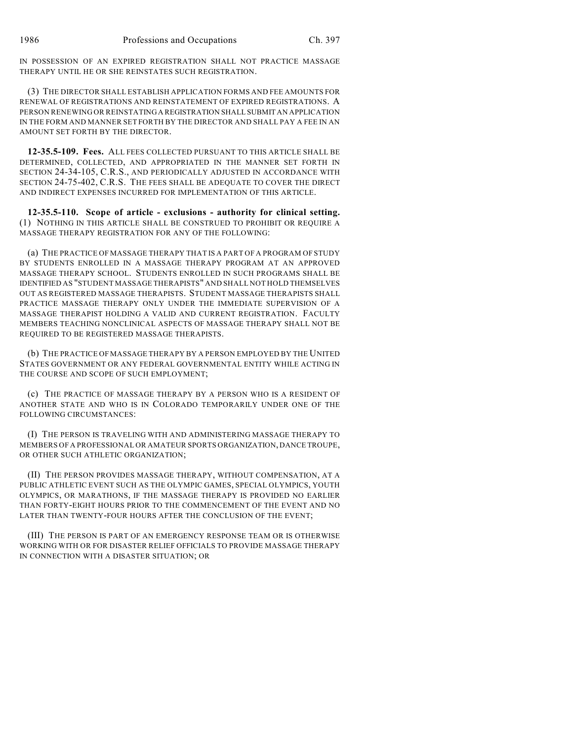IN POSSESSION OF AN EXPIRED REGISTRATION SHALL NOT PRACTICE MASSAGE THERAPY UNTIL HE OR SHE REINSTATES SUCH REGISTRATION.

(3) THE DIRECTOR SHALL ESTABLISH APPLICATION FORMS AND FEE AMOUNTS FOR RENEWAL OF REGISTRATIONS AND REINSTATEMENT OF EXPIRED REGISTRATIONS. A PERSON RENEWING OR REINSTATING A REGISTRATION SHALL SUBMIT AN APPLICATION IN THE FORM AND MANNER SET FORTH BY THE DIRECTOR AND SHALL PAY A FEE IN AN AMOUNT SET FORTH BY THE DIRECTOR.

**12-35.5-109. Fees.** ALL FEES COLLECTED PURSUANT TO THIS ARTICLE SHALL BE DETERMINED, COLLECTED, AND APPROPRIATED IN THE MANNER SET FORTH IN SECTION 24-34-105, C.R.S., AND PERIODICALLY ADJUSTED IN ACCORDANCE WITH SECTION 24-75-402, C.R.S. THE FEES SHALL BE ADEQUATE TO COVER THE DIRECT AND INDIRECT EXPENSES INCURRED FOR IMPLEMENTATION OF THIS ARTICLE.

**12-35.5-110. Scope of article - exclusions - authority for clinical setting.** (1) NOTHING IN THIS ARTICLE SHALL BE CONSTRUED TO PROHIBIT OR REQUIRE A MASSAGE THERAPY REGISTRATION FOR ANY OF THE FOLLOWING:

(a) THE PRACTICE OF MASSAGE THERAPY THAT IS A PART OF A PROGRAM OF STUDY BY STUDENTS ENROLLED IN A MASSAGE THERAPY PROGRAM AT AN APPROVED MASSAGE THERAPY SCHOOL. STUDENTS ENROLLED IN SUCH PROGRAMS SHALL BE IDENTIFIED AS "STUDENT MASSAGE THERAPISTS" AND SHALL NOT HOLD THEMSELVES OUT AS REGISTERED MASSAGE THERAPISTS. STUDENT MASSAGE THERAPISTS SHALL PRACTICE MASSAGE THERAPY ONLY UNDER THE IMMEDIATE SUPERVISION OF A MASSAGE THERAPIST HOLDING A VALID AND CURRENT REGISTRATION. FACULTY MEMBERS TEACHING NONCLINICAL ASPECTS OF MASSAGE THERAPY SHALL NOT BE REQUIRED TO BE REGISTERED MASSAGE THERAPISTS.

(b) THE PRACTICE OF MASSAGE THERAPY BY A PERSON EMPLOYED BY THE UNITED STATES GOVERNMENT OR ANY FEDERAL GOVERNMENTAL ENTITY WHILE ACTING IN THE COURSE AND SCOPE OF SUCH EMPLOYMENT;

(c) THE PRACTICE OF MASSAGE THERAPY BY A PERSON WHO IS A RESIDENT OF ANOTHER STATE AND WHO IS IN COLORADO TEMPORARILY UNDER ONE OF THE FOLLOWING CIRCUMSTANCES:

(I) THE PERSON IS TRAVELING WITH AND ADMINISTERING MASSAGE THERAPY TO MEMBERS OF A PROFESSIONAL OR AMATEUR SPORTS ORGANIZATION, DANCE TROUPE, OR OTHER SUCH ATHLETIC ORGANIZATION;

(II) THE PERSON PROVIDES MASSAGE THERAPY, WITHOUT COMPENSATION, AT A PUBLIC ATHLETIC EVENT SUCH AS THE OLYMPIC GAMES, SPECIAL OLYMPICS, YOUTH OLYMPICS, OR MARATHONS, IF THE MASSAGE THERAPY IS PROVIDED NO EARLIER THAN FORTY-EIGHT HOURS PRIOR TO THE COMMENCEMENT OF THE EVENT AND NO LATER THAN TWENTY-FOUR HOURS AFTER THE CONCLUSION OF THE EVENT;

(III) THE PERSON IS PART OF AN EMERGENCY RESPONSE TEAM OR IS OTHERWISE WORKING WITH OR FOR DISASTER RELIEF OFFICIALS TO PROVIDE MASSAGE THERAPY IN CONNECTION WITH A DISASTER SITUATION; OR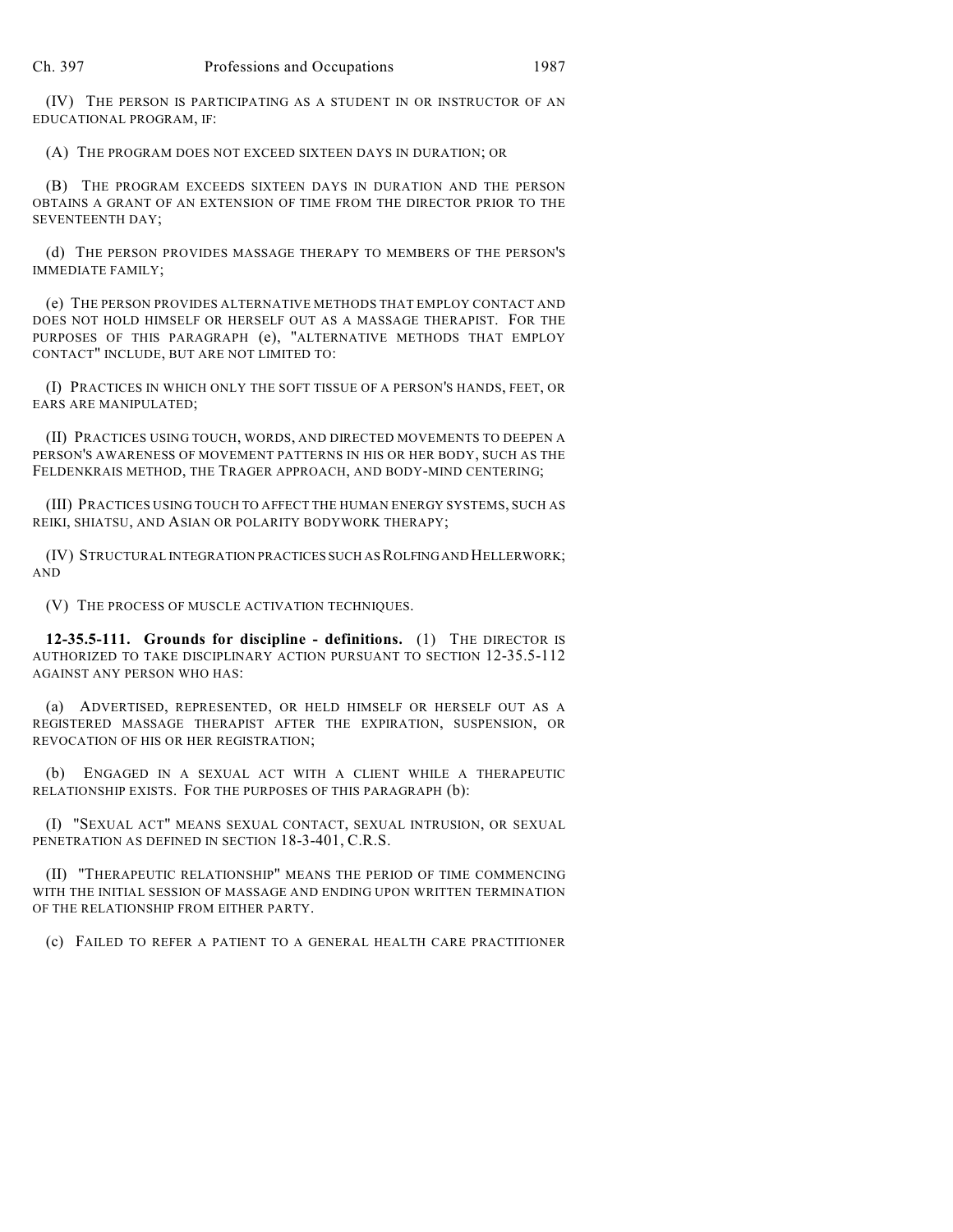(IV) THE PERSON IS PARTICIPATING AS A STUDENT IN OR INSTRUCTOR OF AN EDUCATIONAL PROGRAM, IF:

(A) THE PROGRAM DOES NOT EXCEED SIXTEEN DAYS IN DURATION; OR

(B) THE PROGRAM EXCEEDS SIXTEEN DAYS IN DURATION AND THE PERSON OBTAINS A GRANT OF AN EXTENSION OF TIME FROM THE DIRECTOR PRIOR TO THE SEVENTEENTH DAY;

(d) THE PERSON PROVIDES MASSAGE THERAPY TO MEMBERS OF THE PERSON'S IMMEDIATE FAMILY;

(e) THE PERSON PROVIDES ALTERNATIVE METHODS THAT EMPLOY CONTACT AND DOES NOT HOLD HIMSELF OR HERSELF OUT AS A MASSAGE THERAPIST. FOR THE PURPOSES OF THIS PARAGRAPH (e), "ALTERNATIVE METHODS THAT EMPLOY CONTACT" INCLUDE, BUT ARE NOT LIMITED TO:

(I) PRACTICES IN WHICH ONLY THE SOFT TISSUE OF A PERSON'S HANDS, FEET, OR EARS ARE MANIPULATED;

(II) PRACTICES USING TOUCH, WORDS, AND DIRECTED MOVEMENTS TO DEEPEN A PERSON'S AWARENESS OF MOVEMENT PATTERNS IN HIS OR HER BODY, SUCH AS THE FELDENKRAIS METHOD, THE TRAGER APPROACH, AND BODY-MIND CENTERING;

(III) PRACTICES USING TOUCH TO AFFECT THE HUMAN ENERGY SYSTEMS, SUCH AS REIKI, SHIATSU, AND ASIAN OR POLARITY BODYWORK THERAPY;

(IV) STRUCTURAL INTEGRATION PRACTICES SUCH AS ROLFING AND HELLERWORK; AND

(V) THE PROCESS OF MUSCLE ACTIVATION TECHNIQUES.

**12-35.5-111. Grounds for discipline - definitions.** (1) THE DIRECTOR IS AUTHORIZED TO TAKE DISCIPLINARY ACTION PURSUANT TO SECTION 12-35.5-112 AGAINST ANY PERSON WHO HAS:

(a) ADVERTISED, REPRESENTED, OR HELD HIMSELF OR HERSELF OUT AS A REGISTERED MASSAGE THERAPIST AFTER THE EXPIRATION, SUSPENSION, OR REVOCATION OF HIS OR HER REGISTRATION;

(b) ENGAGED IN A SEXUAL ACT WITH A CLIENT WHILE A THERAPEUTIC RELATIONSHIP EXISTS. FOR THE PURPOSES OF THIS PARAGRAPH (b):

(I) "SEXUAL ACT" MEANS SEXUAL CONTACT, SEXUAL INTRUSION, OR SEXUAL PENETRATION AS DEFINED IN SECTION 18-3-401, C.R.S.

(II) "THERAPEUTIC RELATIONSHIP" MEANS THE PERIOD OF TIME COMMENCING WITH THE INITIAL SESSION OF MASSAGE AND ENDING UPON WRITTEN TERMINATION OF THE RELATIONSHIP FROM EITHER PARTY.

(c) FAILED TO REFER A PATIENT TO A GENERAL HEALTH CARE PRACTITIONER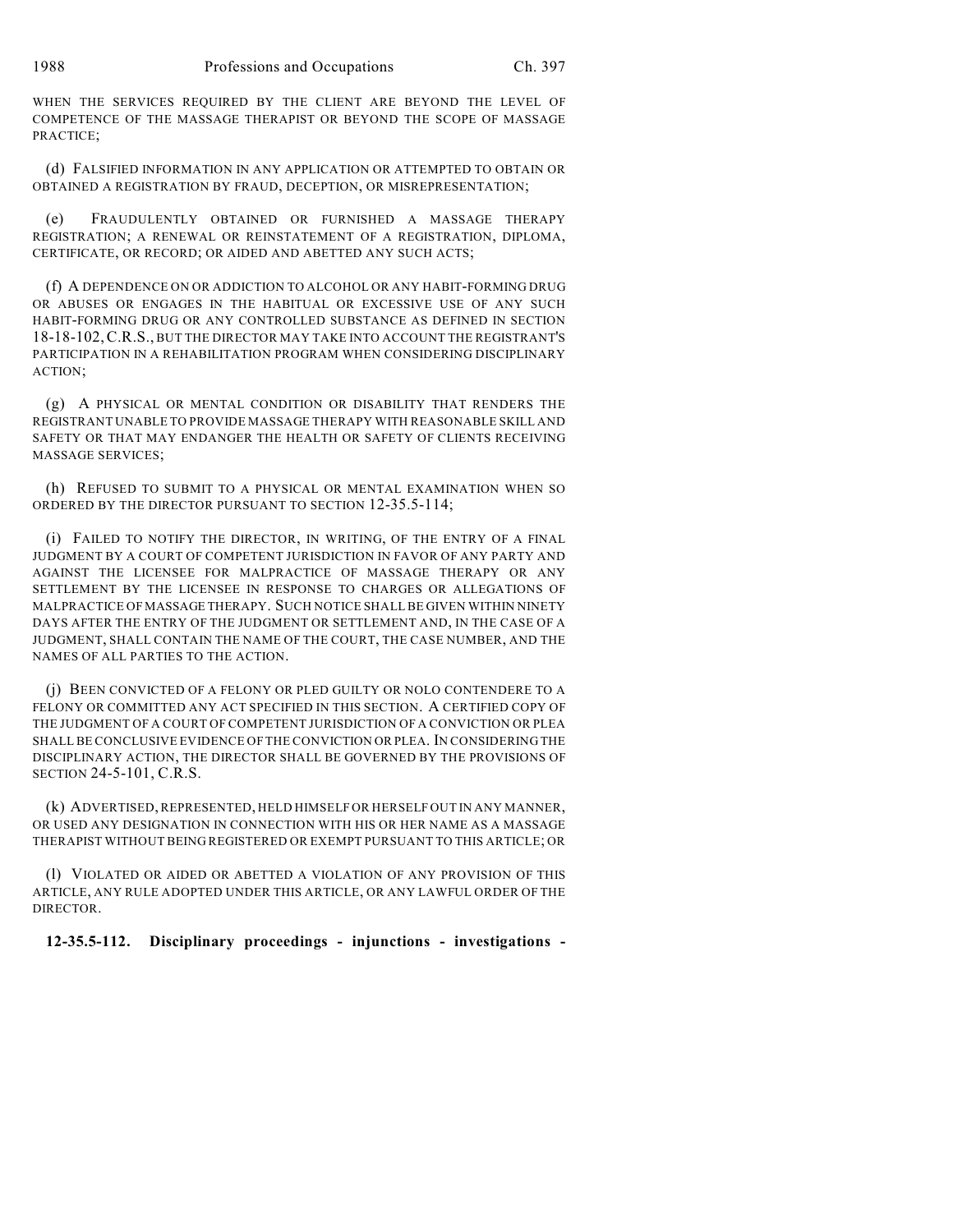WHEN THE SERVICES REQUIRED BY THE CLIENT ARE BEYOND THE LEVEL OF COMPETENCE OF THE MASSAGE THERAPIST OR BEYOND THE SCOPE OF MASSAGE PRACTICE;

(d) FALSIFIED INFORMATION IN ANY APPLICATION OR ATTEMPTED TO OBTAIN OR OBTAINED A REGISTRATION BY FRAUD, DECEPTION, OR MISREPRESENTATION;

(e) FRAUDULENTLY OBTAINED OR FURNISHED A MASSAGE THERAPY REGISTRATION; A RENEWAL OR REINSTATEMENT OF A REGISTRATION, DIPLOMA, CERTIFICATE, OR RECORD; OR AIDED AND ABETTED ANY SUCH ACTS;

(f) A DEPENDENCE ON OR ADDICTION TO ALCOHOL OR ANY HABIT-FORMING DRUG OR ABUSES OR ENGAGES IN THE HABITUAL OR EXCESSIVE USE OF ANY SUCH HABIT-FORMING DRUG OR ANY CONTROLLED SUBSTANCE AS DEFINED IN SECTION 18-18-102, C.R.S., BUT THE DIRECTOR MAY TAKE INTO ACCOUNT THE REGISTRANT'S PARTICIPATION IN A REHABILITATION PROGRAM WHEN CONSIDERING DISCIPLINARY ACTION;

(g) A PHYSICAL OR MENTAL CONDITION OR DISABILITY THAT RENDERS THE REGISTRANT UNABLE TO PROVIDE MASSAGE THERAPY WITH REASONABLE SKILL AND SAFETY OR THAT MAY ENDANGER THE HEALTH OR SAFETY OF CLIENTS RECEIVING MASSAGE SERVICES;

(h) REFUSED TO SUBMIT TO A PHYSICAL OR MENTAL EXAMINATION WHEN SO ORDERED BY THE DIRECTOR PURSUANT TO SECTION 12-35.5-114;

(i) FAILED TO NOTIFY THE DIRECTOR, IN WRITING, OF THE ENTRY OF A FINAL JUDGMENT BY A COURT OF COMPETENT JURISDICTION IN FAVOR OF ANY PARTY AND AGAINST THE LICENSEE FOR MALPRACTICE OF MASSAGE THERAPY OR ANY SETTLEMENT BY THE LICENSEE IN RESPONSE TO CHARGES OR ALLEGATIONS OF MALPRACTICE OF MASSAGE THERAPY. SUCH NOTICE SHALL BE GIVEN WITHIN NINETY DAYS AFTER THE ENTRY OF THE JUDGMENT OR SETTLEMENT AND, IN THE CASE OF A JUDGMENT, SHALL CONTAIN THE NAME OF THE COURT, THE CASE NUMBER, AND THE NAMES OF ALL PARTIES TO THE ACTION.

(j) BEEN CONVICTED OF A FELONY OR PLED GUILTY OR NOLO CONTENDERE TO A FELONY OR COMMITTED ANY ACT SPECIFIED IN THIS SECTION. A CERTIFIED COPY OF THE JUDGMENT OF A COURT OF COMPETENT JURISDICTION OF A CONVICTION OR PLEA SHALL BE CONCLUSIVE EVIDENCE OF THE CONVICTION OR PLEA. IN CONSIDERING THE DISCIPLINARY ACTION, THE DIRECTOR SHALL BE GOVERNED BY THE PROVISIONS OF SECTION 24-5-101, C.R.S.

(k) ADVERTISED, REPRESENTED, HELD HIMSELF OR HERSELF OUT IN ANY MANNER, OR USED ANY DESIGNATION IN CONNECTION WITH HIS OR HER NAME AS A MASSAGE THERAPIST WITHOUT BEING REGISTERED OR EXEMPT PURSUANT TO THIS ARTICLE; OR

(l) VIOLATED OR AIDED OR ABETTED A VIOLATION OF ANY PROVISION OF THIS ARTICLE, ANY RULE ADOPTED UNDER THIS ARTICLE, OR ANY LAWFUL ORDER OF THE DIRECTOR.

**12-35.5-112. Disciplinary proceedings - injunctions - investigations -**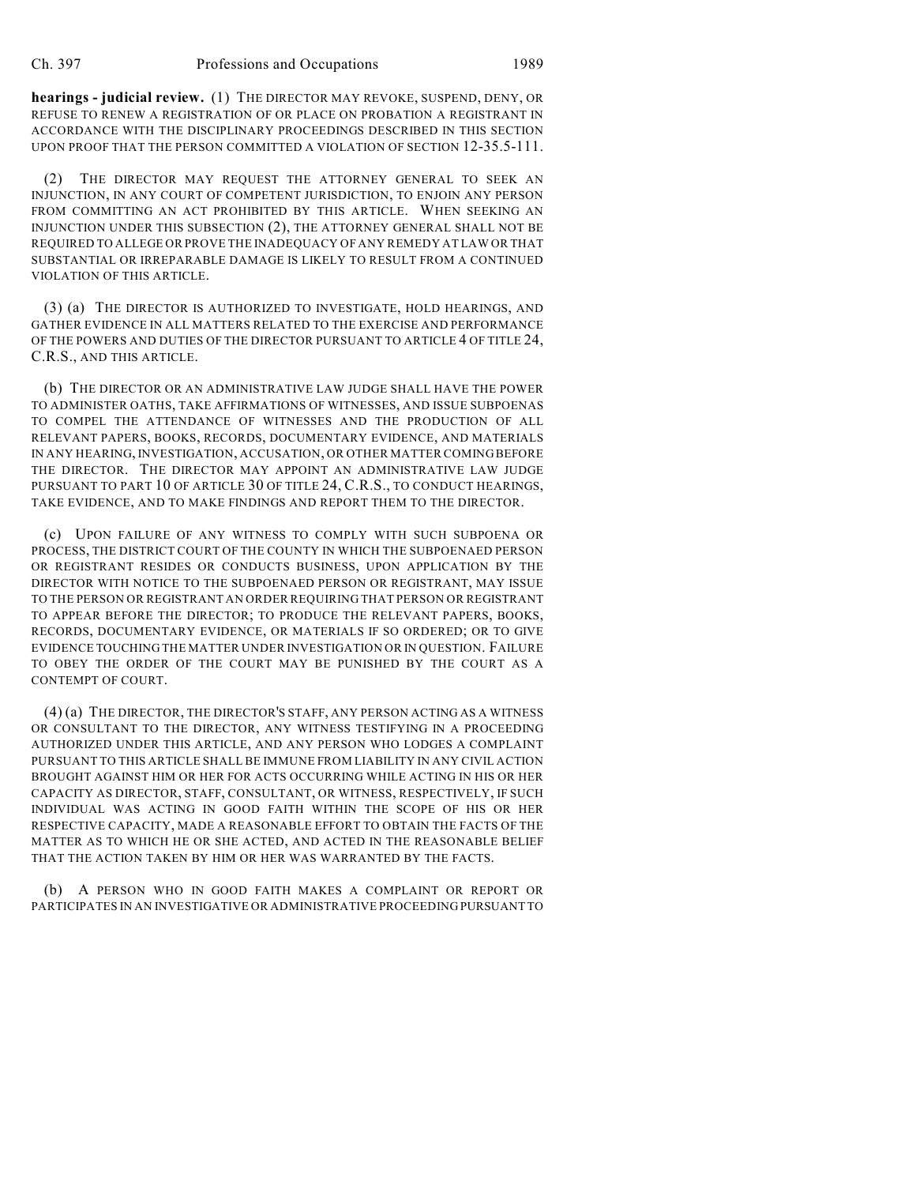**hearings - judicial review.** (1) THE DIRECTOR MAY REVOKE, SUSPEND, DENY, OR REFUSE TO RENEW A REGISTRATION OF OR PLACE ON PROBATION A REGISTRANT IN ACCORDANCE WITH THE DISCIPLINARY PROCEEDINGS DESCRIBED IN THIS SECTION UPON PROOF THAT THE PERSON COMMITTED A VIOLATION OF SECTION 12-35.5-111.

(2) THE DIRECTOR MAY REQUEST THE ATTORNEY GENERAL TO SEEK AN INJUNCTION, IN ANY COURT OF COMPETENT JURISDICTION, TO ENJOIN ANY PERSON FROM COMMITTING AN ACT PROHIBITED BY THIS ARTICLE. WHEN SEEKING AN INJUNCTION UNDER THIS SUBSECTION (2), THE ATTORNEY GENERAL SHALL NOT BE REQUIRED TO ALLEGE OR PROVE THE INADEQUACY OF ANY REMEDY AT LAW OR THAT SUBSTANTIAL OR IRREPARABLE DAMAGE IS LIKELY TO RESULT FROM A CONTINUED VIOLATION OF THIS ARTICLE.

(3) (a) THE DIRECTOR IS AUTHORIZED TO INVESTIGATE, HOLD HEARINGS, AND GATHER EVIDENCE IN ALL MATTERS RELATED TO THE EXERCISE AND PERFORMANCE OF THE POWERS AND DUTIES OF THE DIRECTOR PURSUANT TO ARTICLE 4 OF TITLE 24, C.R.S., AND THIS ARTICLE.

(b) THE DIRECTOR OR AN ADMINISTRATIVE LAW JUDGE SHALL HAVE THE POWER TO ADMINISTER OATHS, TAKE AFFIRMATIONS OF WITNESSES, AND ISSUE SUBPOENAS TO COMPEL THE ATTENDANCE OF WITNESSES AND THE PRODUCTION OF ALL RELEVANT PAPERS, BOOKS, RECORDS, DOCUMENTARY EVIDENCE, AND MATERIALS IN ANY HEARING, INVESTIGATION, ACCUSATION, OR OTHER MATTER COMING BEFORE THE DIRECTOR. THE DIRECTOR MAY APPOINT AN ADMINISTRATIVE LAW JUDGE PURSUANT TO PART 10 OF ARTICLE 30 OF TITLE 24, C.R.S., TO CONDUCT HEARINGS, TAKE EVIDENCE, AND TO MAKE FINDINGS AND REPORT THEM TO THE DIRECTOR.

(c) UPON FAILURE OF ANY WITNESS TO COMPLY WITH SUCH SUBPOENA OR PROCESS, THE DISTRICT COURT OF THE COUNTY IN WHICH THE SUBPOENAED PERSON OR REGISTRANT RESIDES OR CONDUCTS BUSINESS, UPON APPLICATION BY THE DIRECTOR WITH NOTICE TO THE SUBPOENAED PERSON OR REGISTRANT, MAY ISSUE TO THE PERSON OR REGISTRANT AN ORDER REQUIRING THAT PERSON OR REGISTRANT TO APPEAR BEFORE THE DIRECTOR; TO PRODUCE THE RELEVANT PAPERS, BOOKS, RECORDS, DOCUMENTARY EVIDENCE, OR MATERIALS IF SO ORDERED; OR TO GIVE EVIDENCE TOUCHING THE MATTER UNDER INVESTIGATION OR IN QUESTION. FAILURE TO OBEY THE ORDER OF THE COURT MAY BE PUNISHED BY THE COURT AS A CONTEMPT OF COURT.

(4) (a) THE DIRECTOR, THE DIRECTOR'S STAFF, ANY PERSON ACTING AS A WITNESS OR CONSULTANT TO THE DIRECTOR, ANY WITNESS TESTIFYING IN A PROCEEDING AUTHORIZED UNDER THIS ARTICLE, AND ANY PERSON WHO LODGES A COMPLAINT PURSUANT TO THIS ARTICLE SHALL BE IMMUNE FROM LIABILITY IN ANY CIVIL ACTION BROUGHT AGAINST HIM OR HER FOR ACTS OCCURRING WHILE ACTING IN HIS OR HER CAPACITY AS DIRECTOR, STAFF, CONSULTANT, OR WITNESS, RESPECTIVELY, IF SUCH INDIVIDUAL WAS ACTING IN GOOD FAITH WITHIN THE SCOPE OF HIS OR HER RESPECTIVE CAPACITY, MADE A REASONABLE EFFORT TO OBTAIN THE FACTS OF THE MATTER AS TO WHICH HE OR SHE ACTED, AND ACTED IN THE REASONABLE BELIEF THAT THE ACTION TAKEN BY HIM OR HER WAS WARRANTED BY THE FACTS.

(b) A PERSON WHO IN GOOD FAITH MAKES A COMPLAINT OR REPORT OR PARTICIPATES IN AN INVESTIGATIVE OR ADMINISTRATIVE PROCEEDING PURSUANT TO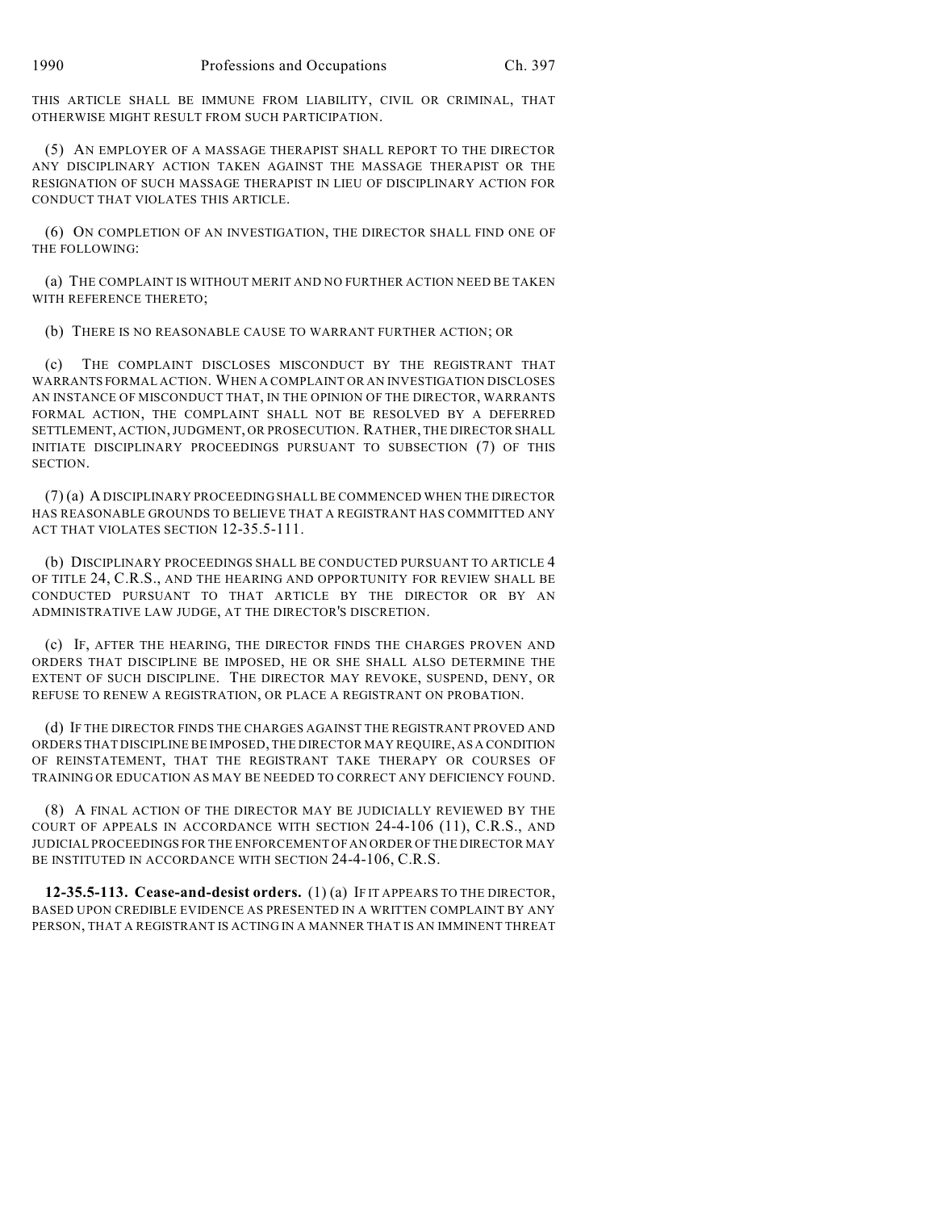THIS ARTICLE SHALL BE IMMUNE FROM LIABILITY, CIVIL OR CRIMINAL, THAT OTHERWISE MIGHT RESULT FROM SUCH PARTICIPATION.

(5) AN EMPLOYER OF A MASSAGE THERAPIST SHALL REPORT TO THE DIRECTOR ANY DISCIPLINARY ACTION TAKEN AGAINST THE MASSAGE THERAPIST OR THE RESIGNATION OF SUCH MASSAGE THERAPIST IN LIEU OF DISCIPLINARY ACTION FOR CONDUCT THAT VIOLATES THIS ARTICLE.

(6) ON COMPLETION OF AN INVESTIGATION, THE DIRECTOR SHALL FIND ONE OF THE FOLLOWING:

(a) THE COMPLAINT IS WITHOUT MERIT AND NO FURTHER ACTION NEED BE TAKEN WITH REFERENCE THERETO;

(b) THERE IS NO REASONABLE CAUSE TO WARRANT FURTHER ACTION; OR

(c) THE COMPLAINT DISCLOSES MISCONDUCT BY THE REGISTRANT THAT WARRANTS FORMAL ACTION. WHEN A COMPLAINT OR AN INVESTIGATION DISCLOSES AN INSTANCE OF MISCONDUCT THAT, IN THE OPINION OF THE DIRECTOR, WARRANTS FORMAL ACTION, THE COMPLAINT SHALL NOT BE RESOLVED BY A DEFERRED SETTLEMENT, ACTION, JUDGMENT, OR PROSECUTION. RATHER, THE DIRECTOR SHALL INITIATE DISCIPLINARY PROCEEDINGS PURSUANT TO SUBSECTION (7) OF THIS SECTION.

(7) (a) A DISCIPLINARY PROCEEDING SHALL BE COMMENCED WHEN THE DIRECTOR HAS REASONABLE GROUNDS TO BELIEVE THAT A REGISTRANT HAS COMMITTED ANY ACT THAT VIOLATES SECTION 12-35.5-111.

(b) DISCIPLINARY PROCEEDINGS SHALL BE CONDUCTED PURSUANT TO ARTICLE 4 OF TITLE 24, C.R.S., AND THE HEARING AND OPPORTUNITY FOR REVIEW SHALL BE CONDUCTED PURSUANT TO THAT ARTICLE BY THE DIRECTOR OR BY AN ADMINISTRATIVE LAW JUDGE, AT THE DIRECTOR'S DISCRETION.

(c) IF, AFTER THE HEARING, THE DIRECTOR FINDS THE CHARGES PROVEN AND ORDERS THAT DISCIPLINE BE IMPOSED, HE OR SHE SHALL ALSO DETERMINE THE EXTENT OF SUCH DISCIPLINE. THE DIRECTOR MAY REVOKE, SUSPEND, DENY, OR REFUSE TO RENEW A REGISTRATION, OR PLACE A REGISTRANT ON PROBATION.

(d) IF THE DIRECTOR FINDS THE CHARGES AGAINST THE REGISTRANT PROVED AND ORDERS THAT DISCIPLINE BE IMPOSED, THE DIRECTOR MAY REQUIRE, AS A CONDITION OF REINSTATEMENT, THAT THE REGISTRANT TAKE THERAPY OR COURSES OF TRAINING OR EDUCATION AS MAY BE NEEDED TO CORRECT ANY DEFICIENCY FOUND.

(8) A FINAL ACTION OF THE DIRECTOR MAY BE JUDICIALLY REVIEWED BY THE COURT OF APPEALS IN ACCORDANCE WITH SECTION 24-4-106 (11), C.R.S., AND JUDICIAL PROCEEDINGS FOR THE ENFORCEMENT OF AN ORDER OF THE DIRECTOR MAY BE INSTITUTED IN ACCORDANCE WITH SECTION 24-4-106, C.R.S.

**12-35.5-113. Cease-and-desist orders.** (1) (a) IF IT APPEARS TO THE DIRECTOR, BASED UPON CREDIBLE EVIDENCE AS PRESENTED IN A WRITTEN COMPLAINT BY ANY PERSON, THAT A REGISTRANT IS ACTING IN A MANNER THAT IS AN IMMINENT THREAT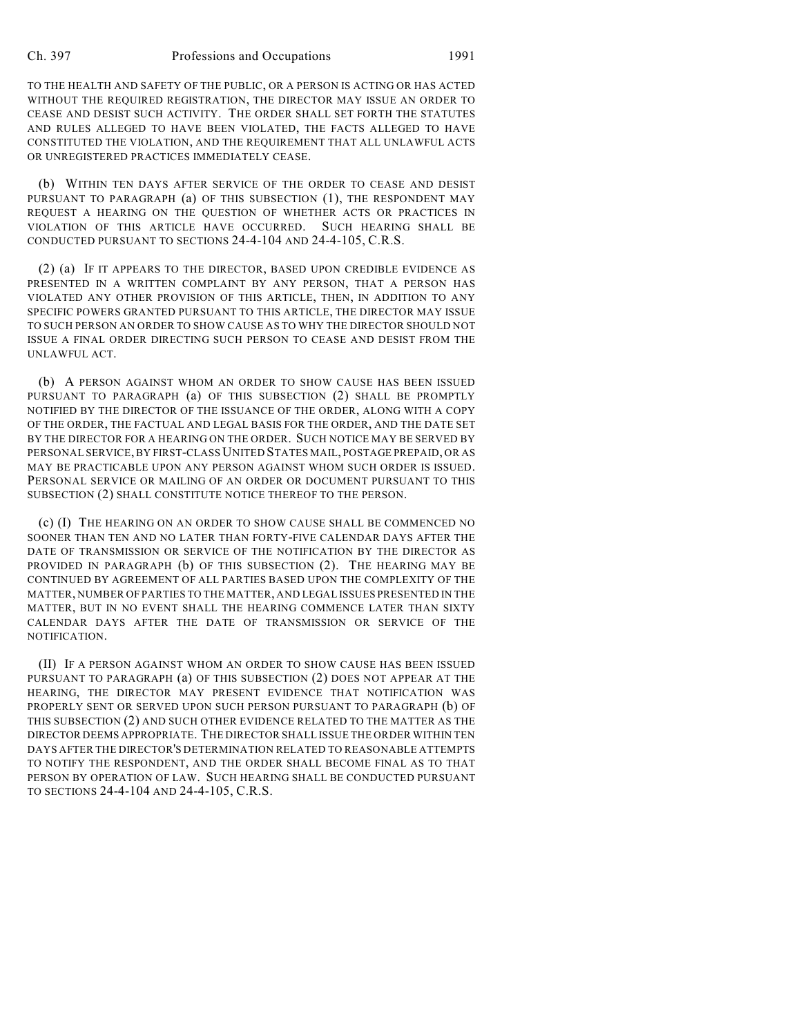TO THE HEALTH AND SAFETY OF THE PUBLIC, OR A PERSON IS ACTING OR HAS ACTED WITHOUT THE REQUIRED REGISTRATION, THE DIRECTOR MAY ISSUE AN ORDER TO CEASE AND DESIST SUCH ACTIVITY. THE ORDER SHALL SET FORTH THE STATUTES AND RULES ALLEGED TO HAVE BEEN VIOLATED, THE FACTS ALLEGED TO HAVE CONSTITUTED THE VIOLATION, AND THE REQUIREMENT THAT ALL UNLAWFUL ACTS OR UNREGISTERED PRACTICES IMMEDIATELY CEASE.

(b) WITHIN TEN DAYS AFTER SERVICE OF THE ORDER TO CEASE AND DESIST PURSUANT TO PARAGRAPH (a) OF THIS SUBSECTION (1), THE RESPONDENT MAY REQUEST A HEARING ON THE QUESTION OF WHETHER ACTS OR PRACTICES IN VIOLATION OF THIS ARTICLE HAVE OCCURRED. SUCH HEARING SHALL BE CONDUCTED PURSUANT TO SECTIONS 24-4-104 AND 24-4-105, C.R.S.

(2) (a) IF IT APPEARS TO THE DIRECTOR, BASED UPON CREDIBLE EVIDENCE AS PRESENTED IN A WRITTEN COMPLAINT BY ANY PERSON, THAT A PERSON HAS VIOLATED ANY OTHER PROVISION OF THIS ARTICLE, THEN, IN ADDITION TO ANY SPECIFIC POWERS GRANTED PURSUANT TO THIS ARTICLE, THE DIRECTOR MAY ISSUE TO SUCH PERSON AN ORDER TO SHOW CAUSE AS TO WHY THE DIRECTOR SHOULD NOT ISSUE A FINAL ORDER DIRECTING SUCH PERSON TO CEASE AND DESIST FROM THE UNLAWFUL ACT.

(b) A PERSON AGAINST WHOM AN ORDER TO SHOW CAUSE HAS BEEN ISSUED PURSUANT TO PARAGRAPH (a) OF THIS SUBSECTION (2) SHALL BE PROMPTLY NOTIFIED BY THE DIRECTOR OF THE ISSUANCE OF THE ORDER, ALONG WITH A COPY OF THE ORDER, THE FACTUAL AND LEGAL BASIS FOR THE ORDER, AND THE DATE SET BY THE DIRECTOR FOR A HEARING ON THE ORDER. SUCH NOTICE MAY BE SERVED BY PERSONAL SERVICE, BY FIRST-CLASS UNITED STATES MAIL, POSTAGE PREPAID, OR AS MAY BE PRACTICABLE UPON ANY PERSON AGAINST WHOM SUCH ORDER IS ISSUED. PERSONAL SERVICE OR MAILING OF AN ORDER OR DOCUMENT PURSUANT TO THIS SUBSECTION (2) SHALL CONSTITUTE NOTICE THEREOF TO THE PERSON.

(c) (I) THE HEARING ON AN ORDER TO SHOW CAUSE SHALL BE COMMENCED NO SOONER THAN TEN AND NO LATER THAN FORTY-FIVE CALENDAR DAYS AFTER THE DATE OF TRANSMISSION OR SERVICE OF THE NOTIFICATION BY THE DIRECTOR AS PROVIDED IN PARAGRAPH (b) OF THIS SUBSECTION (2). THE HEARING MAY BE CONTINUED BY AGREEMENT OF ALL PARTIES BASED UPON THE COMPLEXITY OF THE MATTER, NUMBER OF PARTIES TO THE MATTER, AND LEGAL ISSUES PRESENTED IN THE MATTER, BUT IN NO EVENT SHALL THE HEARING COMMENCE LATER THAN SIXTY CALENDAR DAYS AFTER THE DATE OF TRANSMISSION OR SERVICE OF THE NOTIFICATION.

(II) IF A PERSON AGAINST WHOM AN ORDER TO SHOW CAUSE HAS BEEN ISSUED PURSUANT TO PARAGRAPH (a) OF THIS SUBSECTION (2) DOES NOT APPEAR AT THE HEARING, THE DIRECTOR MAY PRESENT EVIDENCE THAT NOTIFICATION WAS PROPERLY SENT OR SERVED UPON SUCH PERSON PURSUANT TO PARAGRAPH (b) OF THIS SUBSECTION (2) AND SUCH OTHER EVIDENCE RELATED TO THE MATTER AS THE DIRECTOR DEEMS APPROPRIATE. THE DIRECTOR SHALL ISSUE THE ORDER WITHIN TEN DAYS AFTER THE DIRECTOR'S DETERMINATION RELATED TO REASONABLE ATTEMPTS TO NOTIFY THE RESPONDENT, AND THE ORDER SHALL BECOME FINAL AS TO THAT PERSON BY OPERATION OF LAW. SUCH HEARING SHALL BE CONDUCTED PURSUANT TO SECTIONS 24-4-104 AND 24-4-105, C.R.S.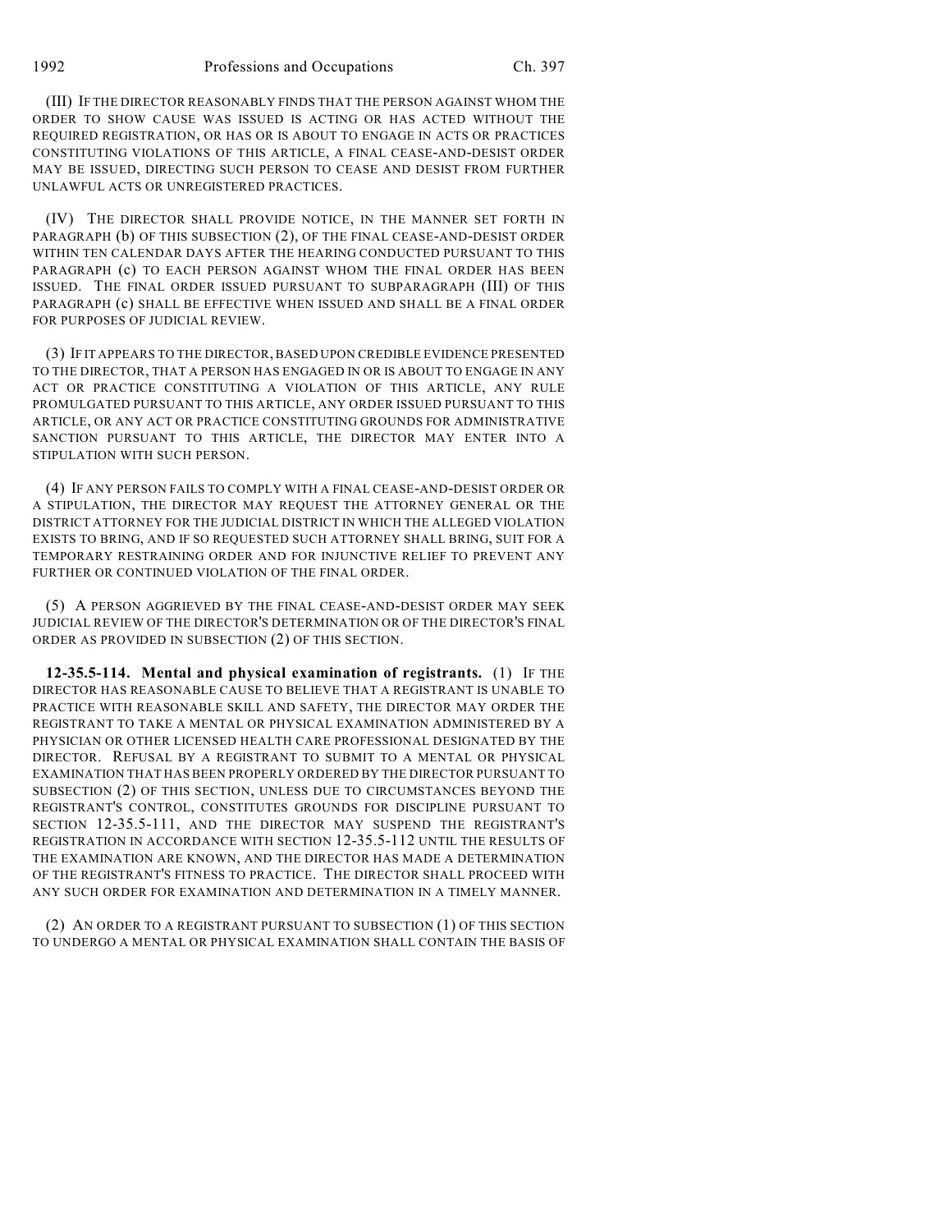(III) IF THE DIRECTOR REASONABLY FINDS THAT THE PERSON AGAINST WHOM THE ORDER TO SHOW CAUSE WAS ISSUED IS ACTING OR HAS ACTED WITHOUT THE REQUIRED REGISTRATION, OR HAS OR IS ABOUT TO ENGAGE IN ACTS OR PRACTICES CONSTITUTING VIOLATIONS OF THIS ARTICLE, A FINAL CEASE-AND-DESIST ORDER MAY BE ISSUED, DIRECTING SUCH PERSON TO CEASE AND DESIST FROM FURTHER UNLAWFUL ACTS OR UNREGISTERED PRACTICES.

(IV) THE DIRECTOR SHALL PROVIDE NOTICE, IN THE MANNER SET FORTH IN PARAGRAPH (b) OF THIS SUBSECTION (2), OF THE FINAL CEASE-AND-DESIST ORDER WITHIN TEN CALENDAR DAYS AFTER THE HEARING CONDUCTED PURSUANT TO THIS PARAGRAPH (c) TO EACH PERSON AGAINST WHOM THE FINAL ORDER HAS BEEN ISSUED. THE FINAL ORDER ISSUED PURSUANT TO SUBPARAGRAPH (III) OF THIS PARAGRAPH (c) SHALL BE EFFECTIVE WHEN ISSUED AND SHALL BE A FINAL ORDER FOR PURPOSES OF JUDICIAL REVIEW.

(3) IF IT APPEARS TO THE DIRECTOR, BASED UPON CREDIBLE EVIDENCE PRESENTED TO THE DIRECTOR, THAT A PERSON HAS ENGAGED IN OR IS ABOUT TO ENGAGE IN ANY ACT OR PRACTICE CONSTITUTING A VIOLATION OF THIS ARTICLE, ANY RULE PROMULGATED PURSUANT TO THIS ARTICLE, ANY ORDER ISSUED PURSUANT TO THIS ARTICLE, OR ANY ACT OR PRACTICE CONSTITUTING GROUNDS FOR ADMINISTRATIVE SANCTION PURSUANT TO THIS ARTICLE, THE DIRECTOR MAY ENTER INTO A STIPULATION WITH SUCH PERSON.

(4) IF ANY PERSON FAILS TO COMPLY WITH A FINAL CEASE-AND-DESIST ORDER OR A STIPULATION, THE DIRECTOR MAY REQUEST THE ATTORNEY GENERAL OR THE DISTRICT ATTORNEY FOR THE JUDICIAL DISTRICT IN WHICH THE ALLEGED VIOLATION EXISTS TO BRING, AND IF SO REQUESTED SUCH ATTORNEY SHALL BRING, SUIT FOR A TEMPORARY RESTRAINING ORDER AND FOR INJUNCTIVE RELIEF TO PREVENT ANY FURTHER OR CONTINUED VIOLATION OF THE FINAL ORDER.

(5) A PERSON AGGRIEVED BY THE FINAL CEASE-AND-DESIST ORDER MAY SEEK JUDICIAL REVIEW OF THE DIRECTOR'S DETERMINATION OR OF THE DIRECTOR'S FINAL ORDER AS PROVIDED IN SUBSECTION (2) OF THIS SECTION.

**12-35.5-114. Mental and physical examination of registrants.** (1) IF THE DIRECTOR HAS REASONABLE CAUSE TO BELIEVE THAT A REGISTRANT IS UNABLE TO PRACTICE WITH REASONABLE SKILL AND SAFETY, THE DIRECTOR MAY ORDER THE REGISTRANT TO TAKE A MENTAL OR PHYSICAL EXAMINATION ADMINISTERED BY A PHYSICIAN OR OTHER LICENSED HEALTH CARE PROFESSIONAL DESIGNATED BY THE DIRECTOR. REFUSAL BY A REGISTRANT TO SUBMIT TO A MENTAL OR PHYSICAL EXAMINATION THAT HAS BEEN PROPERLY ORDERED BY THE DIRECTOR PURSUANT TO SUBSECTION (2) OF THIS SECTION, UNLESS DUE TO CIRCUMSTANCES BEYOND THE REGISTRANT'S CONTROL, CONSTITUTES GROUNDS FOR DISCIPLINE PURSUANT TO SECTION 12-35.5-111, AND THE DIRECTOR MAY SUSPEND THE REGISTRANT'S REGISTRATION IN ACCORDANCE WITH SECTION 12-35.5-112 UNTIL THE RESULTS OF THE EXAMINATION ARE KNOWN, AND THE DIRECTOR HAS MADE A DETERMINATION OF THE REGISTRANT'S FITNESS TO PRACTICE. THE DIRECTOR SHALL PROCEED WITH ANY SUCH ORDER FOR EXAMINATION AND DETERMINATION IN A TIMELY MANNER.

(2) AN ORDER TO A REGISTRANT PURSUANT TO SUBSECTION (1) OF THIS SECTION TO UNDERGO A MENTAL OR PHYSICAL EXAMINATION SHALL CONTAIN THE BASIS OF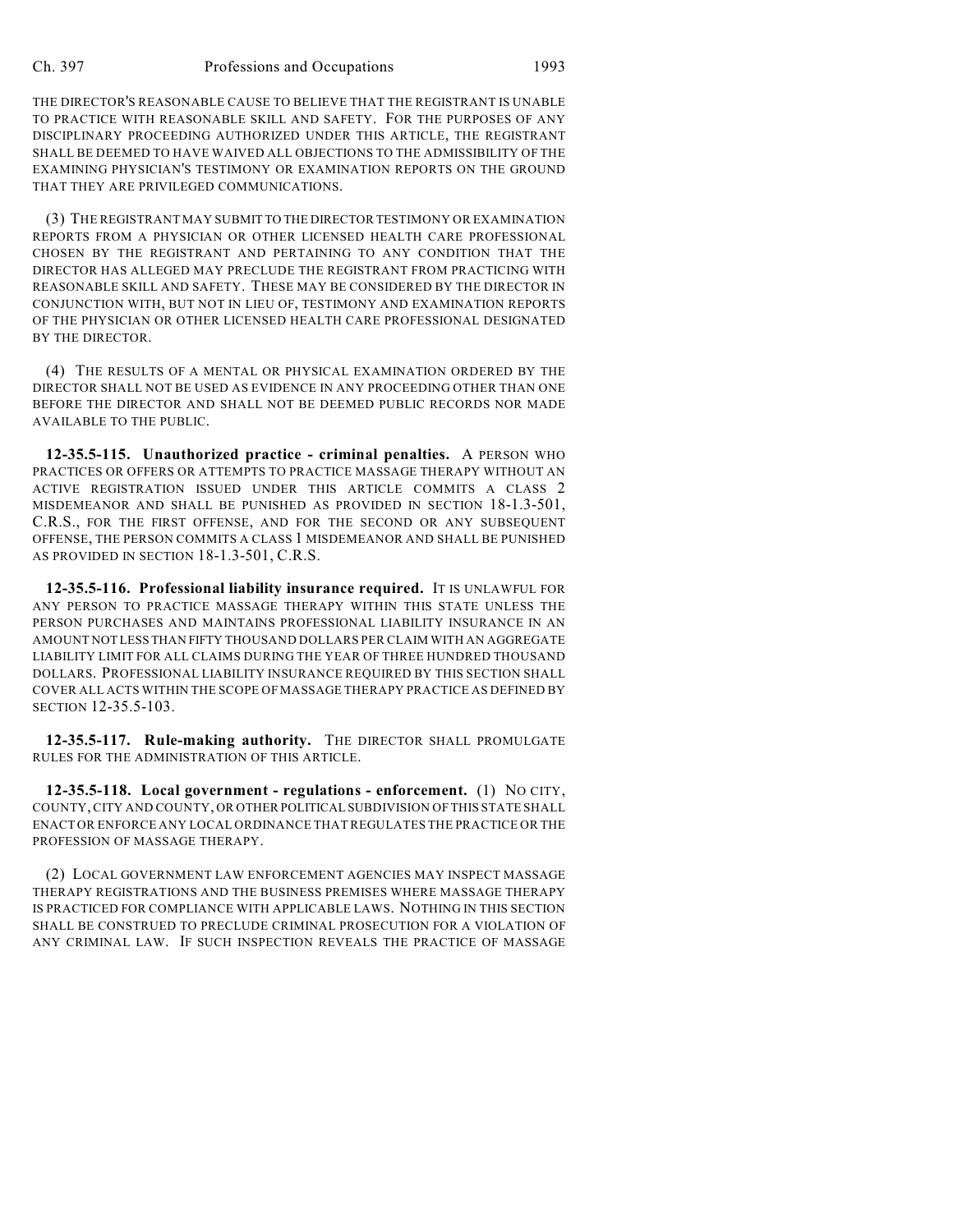THE DIRECTOR'S REASONABLE CAUSE TO BELIEVE THAT THE REGISTRANT IS UNABLE TO PRACTICE WITH REASONABLE SKILL AND SAFETY. FOR THE PURPOSES OF ANY DISCIPLINARY PROCEEDING AUTHORIZED UNDER THIS ARTICLE, THE REGISTRANT SHALL BE DEEMED TO HAVE WAIVED ALL OBJECTIONS TO THE ADMISSIBILITY OF THE EXAMINING PHYSICIAN'S TESTIMONY OR EXAMINATION REPORTS ON THE GROUND THAT THEY ARE PRIVILEGED COMMUNICATIONS.

(3) THE REGISTRANT MAY SUBMIT TO THE DIRECTOR TESTIMONY OR EXAMINATION REPORTS FROM A PHYSICIAN OR OTHER LICENSED HEALTH CARE PROFESSIONAL CHOSEN BY THE REGISTRANT AND PERTAINING TO ANY CONDITION THAT THE DIRECTOR HAS ALLEGED MAY PRECLUDE THE REGISTRANT FROM PRACTICING WITH REASONABLE SKILL AND SAFETY. THESE MAY BE CONSIDERED BY THE DIRECTOR IN CONJUNCTION WITH, BUT NOT IN LIEU OF, TESTIMONY AND EXAMINATION REPORTS OF THE PHYSICIAN OR OTHER LICENSED HEALTH CARE PROFESSIONAL DESIGNATED BY THE DIRECTOR.

(4) THE RESULTS OF A MENTAL OR PHYSICAL EXAMINATION ORDERED BY THE DIRECTOR SHALL NOT BE USED AS EVIDENCE IN ANY PROCEEDING OTHER THAN ONE BEFORE THE DIRECTOR AND SHALL NOT BE DEEMED PUBLIC RECORDS NOR MADE AVAILABLE TO THE PUBLIC.

**12-35.5-115. Unauthorized practice - criminal penalties.** A PERSON WHO PRACTICES OR OFFERS OR ATTEMPTS TO PRACTICE MASSAGE THERAPY WITHOUT AN ACTIVE REGISTRATION ISSUED UNDER THIS ARTICLE COMMITS A CLASS 2 MISDEMEANOR AND SHALL BE PUNISHED AS PROVIDED IN SECTION 18-1.3-501, C.R.S., FOR THE FIRST OFFENSE, AND FOR THE SECOND OR ANY SUBSEQUENT OFFENSE, THE PERSON COMMITS A CLASS 1 MISDEMEANOR AND SHALL BE PUNISHED AS PROVIDED IN SECTION 18-1.3-501, C.R.S.

**12-35.5-116. Professional liability insurance required.** IT IS UNLAWFUL FOR ANY PERSON TO PRACTICE MASSAGE THERAPY WITHIN THIS STATE UNLESS THE PERSON PURCHASES AND MAINTAINS PROFESSIONAL LIABILITY INSURANCE IN AN AMOUNT NOT LESS THAN FIFTY THOUSAND DOLLARS PER CLAIM WITH AN AGGREGATE LIABILITY LIMIT FOR ALL CLAIMS DURING THE YEAR OF THREE HUNDRED THOUSAND DOLLARS. PROFESSIONAL LIABILITY INSURANCE REQUIRED BY THIS SECTION SHALL COVER ALL ACTS WITHIN THE SCOPE OF MASSAGE THERAPY PRACTICE AS DEFINED BY SECTION 12-35.5-103.

**12-35.5-117. Rule-making authority.** THE DIRECTOR SHALL PROMULGATE RULES FOR THE ADMINISTRATION OF THIS ARTICLE.

**12-35.5-118. Local government - regulations - enforcement.** (1) NO CITY, COUNTY, CITY AND COUNTY, OR OTHER POLITICAL SUBDIVISION OF THIS STATE SHALL ENACT OR ENFORCE ANY LOCAL ORDINANCE THAT REGULATES THE PRACTICE OR THE PROFESSION OF MASSAGE THERAPY.

(2) LOCAL GOVERNMENT LAW ENFORCEMENT AGENCIES MAY INSPECT MASSAGE THERAPY REGISTRATIONS AND THE BUSINESS PREMISES WHERE MASSAGE THERAPY IS PRACTICED FOR COMPLIANCE WITH APPLICABLE LAWS. NOTHING IN THIS SECTION SHALL BE CONSTRUED TO PRECLUDE CRIMINAL PROSECUTION FOR A VIOLATION OF ANY CRIMINAL LAW. IF SUCH INSPECTION REVEALS THE PRACTICE OF MASSAGE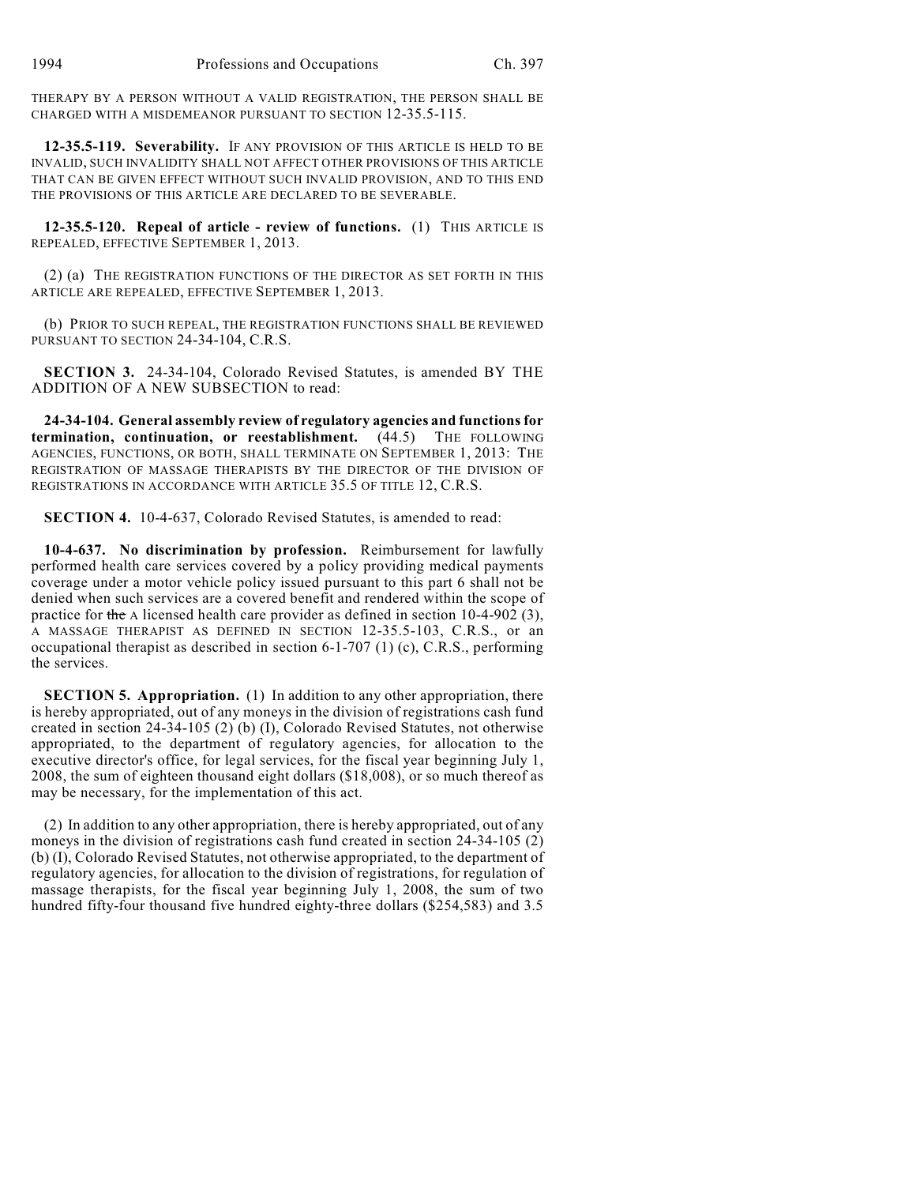THERAPY BY A PERSON WITHOUT A VALID REGISTRATION, THE PERSON SHALL BE CHARGED WITH A MISDEMEANOR PURSUANT TO SECTION 12-35.5-115.

**12-35.5-119. Severability.** IF ANY PROVISION OF THIS ARTICLE IS HELD TO BE INVALID, SUCH INVALIDITY SHALL NOT AFFECT OTHER PROVISIONS OF THIS ARTICLE THAT CAN BE GIVEN EFFECT WITHOUT SUCH INVALID PROVISION, AND TO THIS END THE PROVISIONS OF THIS ARTICLE ARE DECLARED TO BE SEVERABLE.

**12-35.5-120. Repeal of article - review of functions.** (1) THIS ARTICLE IS REPEALED, EFFECTIVE SEPTEMBER 1, 2013.

(2) (a) THE REGISTRATION FUNCTIONS OF THE DIRECTOR AS SET FORTH IN THIS ARTICLE ARE REPEALED, EFFECTIVE SEPTEMBER 1, 2013.

(b) PRIOR TO SUCH REPEAL, THE REGISTRATION FUNCTIONS SHALL BE REVIEWED PURSUANT TO SECTION 24-34-104, C.R.S.

**SECTION 3.** 24-34-104, Colorado Revised Statutes, is amended BY THE ADDITION OF A NEW SUBSECTION to read:

**24-34-104. General assembly review of regulatory agencies and functions for termination, continuation, or reestablishment.** (44.5) THE FOLLOWING AGENCIES, FUNCTIONS, OR BOTH, SHALL TERMINATE ON SEPTEMBER 1, 2013: THE REGISTRATION OF MASSAGE THERAPISTS BY THE DIRECTOR OF THE DIVISION OF REGISTRATIONS IN ACCORDANCE WITH ARTICLE 35.5 OF TITLE 12, C.R.S.

**SECTION 4.** 10-4-637, Colorado Revised Statutes, is amended to read:

**10-4-637. No discrimination by profession.** Reimbursement for lawfully performed health care services covered by a policy providing medical payments coverage under a motor vehicle policy issued pursuant to this part 6 shall not be denied when such services are a covered benefit and rendered within the scope of practice for ~~the~~ A licensed health care provider as defined in section 10-4-902 (3), A MASSAGE THERAPIST AS DEFINED IN SECTION 12-35.5-103, C.R.S., or an occupational therapist as described in section 6-1-707 (1) (c), C.R.S., performing the services.

**SECTION 5. Appropriation.** (1) In addition to any other appropriation, there is hereby appropriated, out of any moneys in the division of registrations cash fund created in section 24-34-105 (2) (b) (I), Colorado Revised Statutes, not otherwise appropriated, to the department of regulatory agencies, for allocation to the executive director's office, for legal services, for the fiscal year beginning July 1, 2008, the sum of eighteen thousand eight dollars ($18,008), or so much thereof as may be necessary, for the implementation of this act.

(2) In addition to any other appropriation, there is hereby appropriated, out of any moneys in the division of registrations cash fund created in section 24-34-105 (2) (b) (I), Colorado Revised Statutes, not otherwise appropriated, to the department of regulatory agencies, for allocation to the division of registrations, for regulation of massage therapists, for the fiscal year beginning July 1, 2008, the sum of two hundred fifty-four thousand five hundred eighty-three dollars ($254,583) and 3.5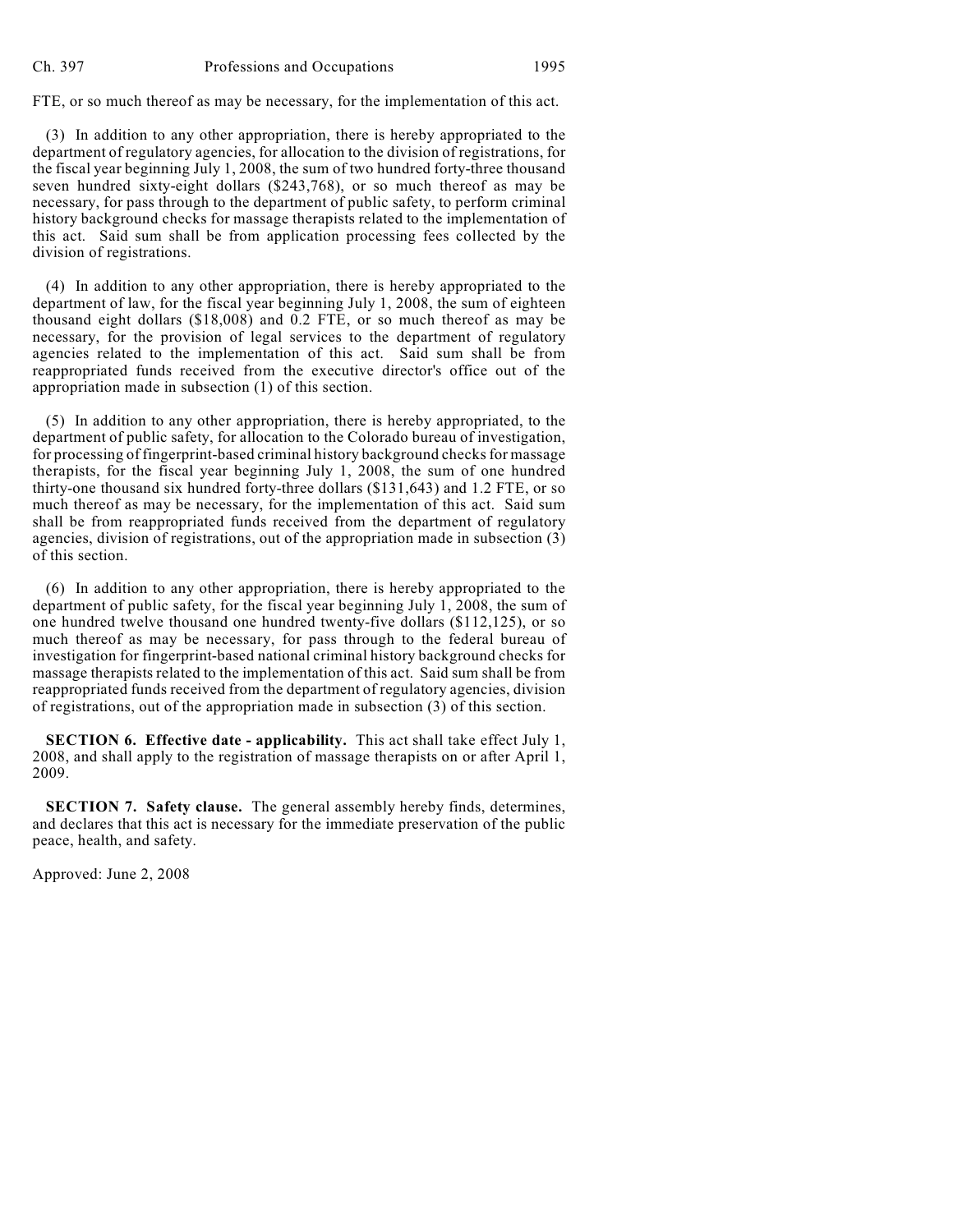FTE, or so much thereof as may be necessary, for the implementation of this act.

(3) In addition to any other appropriation, there is hereby appropriated to the department of regulatory agencies, for allocation to the division of registrations, for the fiscal year beginning July 1, 2008, the sum of two hundred forty-three thousand seven hundred sixty-eight dollars ($243,768), or so much thereof as may be necessary, for pass through to the department of public safety, to perform criminal history background checks for massage therapists related to the implementation of this act. Said sum shall be from application processing fees collected by the division of registrations.

(4) In addition to any other appropriation, there is hereby appropriated to the department of law, for the fiscal year beginning July 1, 2008, the sum of eighteen thousand eight dollars ($18,008) and 0.2 FTE, or so much thereof as may be necessary, for the provision of legal services to the department of regulatory agencies related to the implementation of this act. Said sum shall be from reappropriated funds received from the executive director's office out of the appropriation made in subsection (1) of this section.

(5) In addition to any other appropriation, there is hereby appropriated, to the department of public safety, for allocation to the Colorado bureau of investigation, for processing of fingerprint-based criminal history background checks for massage therapists, for the fiscal year beginning July 1, 2008, the sum of one hundred thirty-one thousand six hundred forty-three dollars ($131,643) and 1.2 FTE, or so much thereof as may be necessary, for the implementation of this act. Said sum shall be from reappropriated funds received from the department of regulatory agencies, division of registrations, out of the appropriation made in subsection (3) of this section.

(6) In addition to any other appropriation, there is hereby appropriated to the department of public safety, for the fiscal year beginning July 1, 2008, the sum of one hundred twelve thousand one hundred twenty-five dollars ($112,125), or so much thereof as may be necessary, for pass through to the federal bureau of investigation for fingerprint-based national criminal history background checks for massage therapists related to the implementation of this act. Said sum shall be from reappropriated funds received from the department of regulatory agencies, division of registrations, out of the appropriation made in subsection (3) of this section.

**SECTION 6. Effective date - applicability.** This act shall take effect July 1, 2008, and shall apply to the registration of massage therapists on or after April 1, 2009.

**SECTION 7. Safety clause.** The general assembly hereby finds, determines, and declares that this act is necessary for the immediate preservation of the public peace, health, and safety.

Approved: June 2, 2008